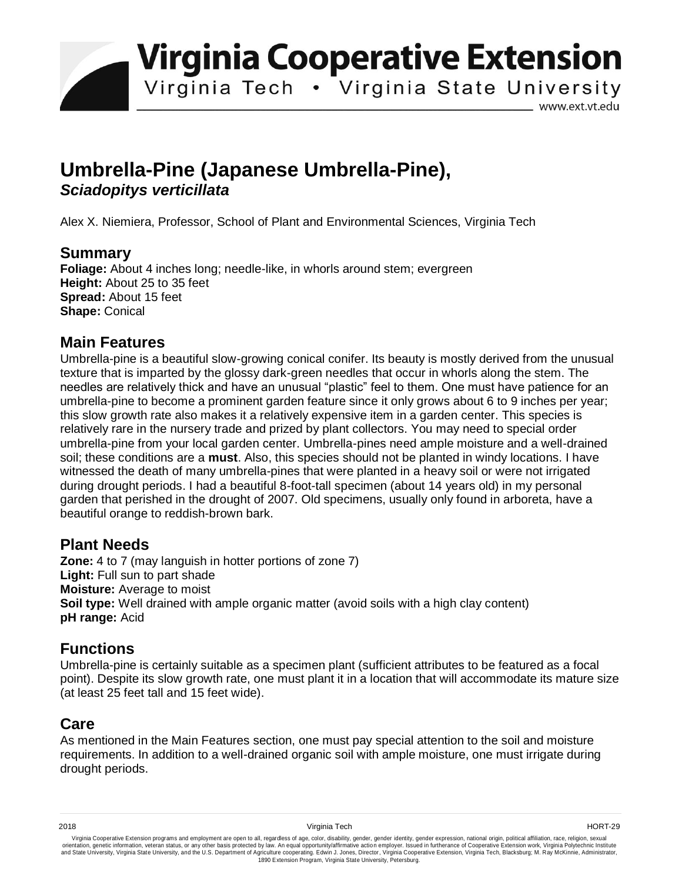# Virginia Cooperative Extension

Virginia Tech • Virginia State University

www.ext.vt.edu

## Umbrella-Pine (Japanese Umbrella-Pine), *Sciadopitys verticillata*

Alex X. Niemiera, Professor, School of Plant and Environmental Sciences, Virginia Tech

### Summary

**Foliage:** About 4 inches long; needle-like, in whorls around stem; evergreen
**Height:** About 25 to 35 feet
**Spread:** About 15 feet
**Shape:** Conical

### Main Features

Umbrella-pine is a beautiful slow-growing conical conifer. Its beauty is mostly derived from the unusual texture that is imparted by the glossy dark-green needles that occur in whorls along the stem. The needles are relatively thick and have an unusual "plastic" feel to them. One must have patience for an umbrella-pine to become a prominent garden feature since it only grows about 6 to 9 inches per year; this slow growth rate also makes it a relatively expensive item in a garden center. This species is relatively rare in the nursery trade and prized by plant collectors. You may need to special order umbrella-pine from your local garden center. Umbrella-pines need ample moisture and a well-drained soil; these conditions are a **must**. Also, this species should not be planted in windy locations. I have witnessed the death of many umbrella-pines that were planted in a heavy soil or were not irrigated during drought periods. I had a beautiful 8-foot-tall specimen (about 14 years old) in my personal garden that perished in the drought of 2007. Old specimens, usually only found in arboreta, have a beautiful orange to reddish-brown bark.

### Plant Needs

**Zone:** 4 to 7 (may languish in hotter portions of zone 7)
**Light:** Full sun to part shade
**Moisture:** Average to moist
**Soil type:** Well drained with ample organic matter (avoid soils with a high clay content)
**pH range:** Acid

### Functions

Umbrella-pine is certainly suitable as a specimen plant (sufficient attributes to be featured as a focal point). Despite its slow growth rate, one must plant it in a location that will accommodate its mature size (at least 25 feet tall and 15 feet wide).

### Care

As mentioned in the Main Features section, one must pay special attention to the soil and moisture requirements. In addition to a well-drained organic soil with ample moisture, one must irrigate during drought periods.

2018 Virginia Tech HORT-29

Virginia Cooperative Extension programs and employment are open to all, regardless of age, color, disability, gender, gender identity, gender expression, national origin, political affiliation, race, religion, sexual orientation, genetic information, veteran status, or any other basis protected by law. An equal opportunity/affirmative action employer. Issued in furtherance of Cooperative Extension work, Virginia Polytechnic Institute and State University, Virginia State University, and the U.S. Department of Agriculture cooperating. Edwin J. Jones, Director, Virginia Cooperative Extension, Virginia Tech, Blacksburg; M. Ray McKinnie, Administrator, 1890 Extension Program, Virginia State University, Petersburg.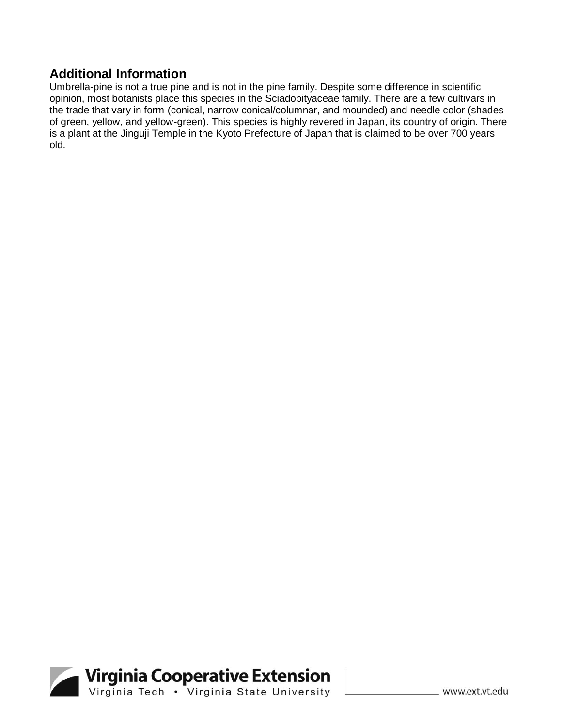## Additional Information

Umbrella-pine is not a true pine and is not in the pine family. Despite some difference in scientific opinion, most botanists place this species in the Sciadopityaceae family. There are a few cultivars in the trade that vary in form (conical, narrow conical/columnar, and mounded) and needle color (shades of green, yellow, and yellow-green). This species is highly revered in Japan, its country of origin. There is a plant at the Jinguji Temple in the Kyoto Prefecture of Japan that is claimed to be over 700 years old.